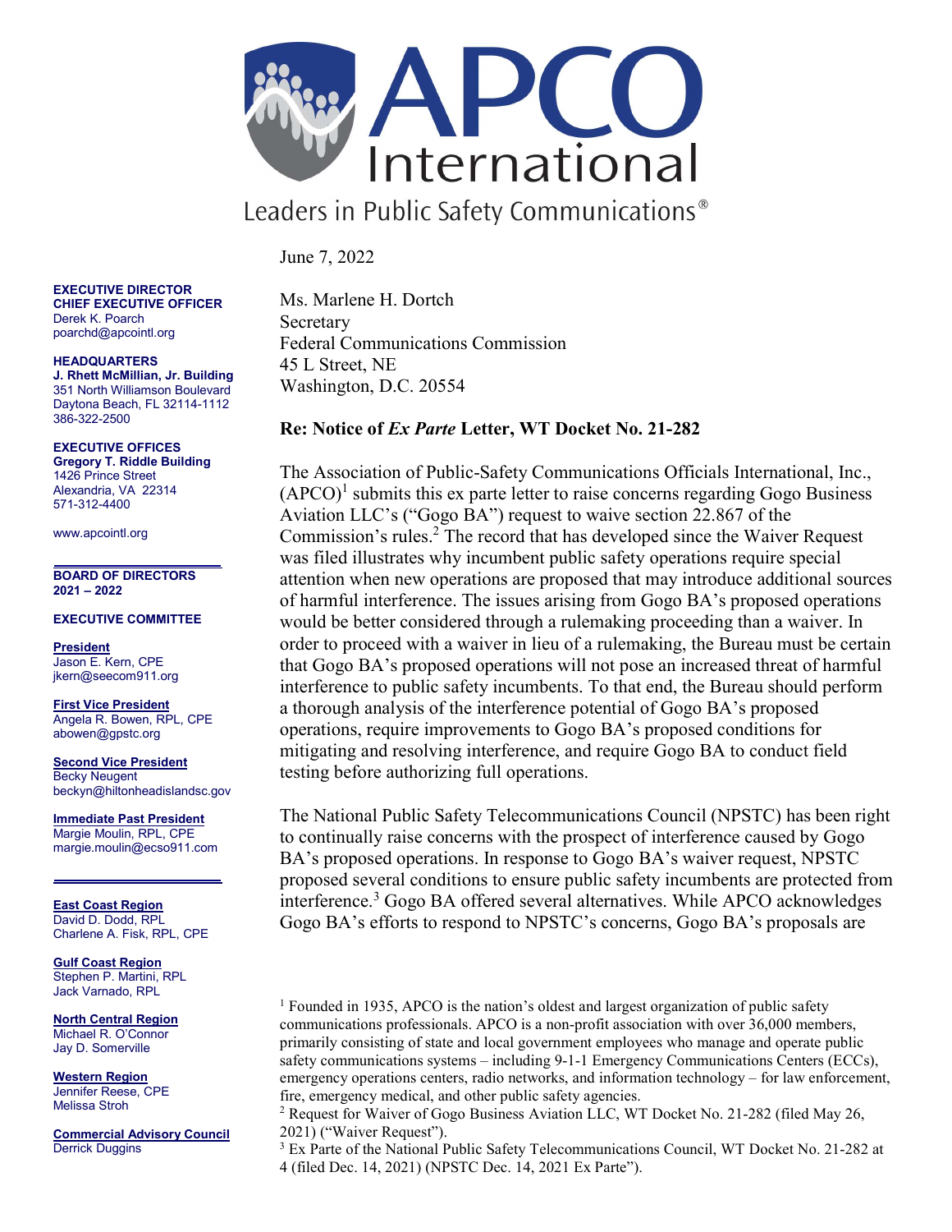# APCO International

Leaders in Public Safety Communications®

**EXECUTIVE DIRECTOR**
**CHIEF EXECUTIVE OFFICER**
Derek K. Poarch
poarchd@apcointl.org

**HEADQUARTERS**
**J. Rhett McMillian, Jr. Building**
351 North Williamson Boulevard
Daytona Beach, FL 32114-1112
386-322-2500

**EXECUTIVE OFFICES**
**Gregory T. Riddle Building**
1426 Prince Street
Alexandria, VA 22314
571-312-4400

www.apcointl.org

**BOARD OF DIRECTORS 2021 – 2022**

**EXECUTIVE COMMITTEE**

**President**
Jason E. Kern, CPE
jkern@seecom911.org

**First Vice President**
Angela R. Bowen, RPL, CPE
abowen@gpstc.org

**Second Vice President**
Becky Neugent
beckyn@hiltonheadislandsc.gov

**Immediate Past President**
Margie Moulin, RPL, CPE
margie.moulin@ecso911.com

**East Coast Region**
David D. Dodd, RPL
Charlene A. Fisk, RPL, CPE

**Gulf Coast Region**
Stephen P. Martini, RPL
Jack Varnado, RPL

**North Central Region**
Michael R. O'Connor
Jay D. Somerville

**Western Region**
Jennifer Reese, CPE
Melissa Stroh

**Commercial Advisory Council**
Derrick Duggins

---

June 7, 2022

Ms. Marlene H. Dortch
Secretary
Federal Communications Commission
45 L Street, NE
Washington, D.C. 20554

**Re: Notice of *Ex Parte* Letter, WT Docket No. 21-282**

The Association of Public-Safety Communications Officials International, Inc., (APCO)[1] submits this ex parte letter to raise concerns regarding Gogo Business Aviation LLC's ("Gogo BA") request to waive section 22.867 of the Commission's rules.[2] The record that has developed since the Waiver Request was filed illustrates why incumbent public safety operations require special attention when new operations are proposed that may introduce additional sources of harmful interference. The issues arising from Gogo BA's proposed operations would be better considered through a rulemaking proceeding than a waiver. In order to proceed with a waiver in lieu of a rulemaking, the Bureau must be certain that Gogo BA's proposed operations will not pose an increased threat of harmful interference to public safety incumbents. To that end, the Bureau should perform a thorough analysis of the interference potential of Gogo BA's proposed operations, require improvements to Gogo BA's proposed conditions for mitigating and resolving interference, and require Gogo BA to conduct field testing before authorizing full operations.

The National Public Safety Telecommunications Council (NPSTC) has been right to continually raise concerns with the prospect of interference caused by Gogo BA's proposed operations. In response to Gogo BA's waiver request, NPSTC proposed several conditions to ensure public safety incumbents are protected from interference.[3] Gogo BA offered several alternatives. While APCO acknowledges Gogo BA's efforts to respond to NPSTC's concerns, Gogo BA's proposals are

---

[1] Founded in 1935, APCO is the nation's oldest and largest organization of public safety communications professionals. APCO is a non-profit association with over 36,000 members, primarily consisting of state and local government employees who manage and operate public safety communications systems – including 9-1-1 Emergency Communications Centers (ECCs), emergency operations centers, radio networks, and information technology – for law enforcement, fire, emergency medical, and other public safety agencies.

[2] Request for Waiver of Gogo Business Aviation LLC, WT Docket No. 21-282 (filed May 26, 2021) ("Waiver Request").

[3] Ex Parte of the National Public Safety Telecommunications Council, WT Docket No. 21-282 at 4 (filed Dec. 14, 2021) (NPSTC Dec. 14, 2021 Ex Parte").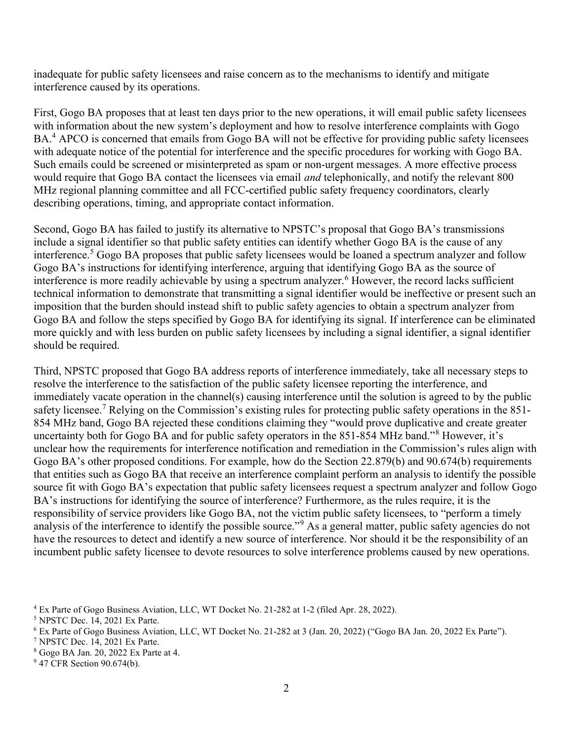inadequate for public safety licensees and raise concern as to the mechanisms to identify and mitigate interference caused by its operations.

First, Gogo BA proposes that at least ten days prior to the new operations, it will email public safety licensees with information about the new system's deployment and how to resolve interference complaints with Gogo BA.[4] APCO is concerned that emails from Gogo BA will not be effective for providing public safety licensees with adequate notice of the potential for interference and the specific procedures for working with Gogo BA. Such emails could be screened or misinterpreted as spam or non-urgent messages. A more effective process would require that Gogo BA contact the licensees via email *and* telephonically, and notify the relevant 800 MHz regional planning committee and all FCC-certified public safety frequency coordinators, clearly describing operations, timing, and appropriate contact information.

Second, Gogo BA has failed to justify its alternative to NPSTC's proposal that Gogo BA's transmissions include a signal identifier so that public safety entities can identify whether Gogo BA is the cause of any interference.[5] Gogo BA proposes that public safety licensees would be loaned a spectrum analyzer and follow Gogo BA's instructions for identifying interference, arguing that identifying Gogo BA as the source of interference is more readily achievable by using a spectrum analyzer.[6] However, the record lacks sufficient technical information to demonstrate that transmitting a signal identifier would be ineffective or present such an imposition that the burden should instead shift to public safety agencies to obtain a spectrum analyzer from Gogo BA and follow the steps specified by Gogo BA for identifying its signal. If interference can be eliminated more quickly and with less burden on public safety licensees by including a signal identifier, a signal identifier should be required.

Third, NPSTC proposed that Gogo BA address reports of interference immediately, take all necessary steps to resolve the interference to the satisfaction of the public safety licensee reporting the interference, and immediately vacate operation in the channel(s) causing interference until the solution is agreed to by the public safety licensee.[7] Relying on the Commission's existing rules for protecting public safety operations in the 851-854 MHz band, Gogo BA rejected these conditions claiming they "would prove duplicative and create greater uncertainty both for Gogo BA and for public safety operators in the 851-854 MHz band."[8] However, it's unclear how the requirements for interference notification and remediation in the Commission's rules align with Gogo BA's other proposed conditions. For example, how do the Section 22.879(b) and 90.674(b) requirements that entities such as Gogo BA that receive an interference complaint perform an analysis to identify the possible source fit with Gogo BA's expectation that public safety licensees request a spectrum analyzer and follow Gogo BA's instructions for identifying the source of interference? Furthermore, as the rules require, it is the responsibility of service providers like Gogo BA, not the victim public safety licensees, to "perform a timely analysis of the interference to identify the possible source."[9] As a general matter, public safety agencies do not have the resources to detect and identify a new source of interference. Nor should it be the responsibility of an incumbent public safety licensee to devote resources to solve interference problems caused by new operations.

[4] Ex Parte of Gogo Business Aviation, LLC, WT Docket No. 21-282 at 1-2 (filed Apr. 28, 2022).

[5] NPSTC Dec. 14, 2021 Ex Parte.

[6] Ex Parte of Gogo Business Aviation, LLC, WT Docket No. 21-282 at 3 (Jan. 20, 2022) ("Gogo BA Jan. 20, 2022 Ex Parte").

[7] NPSTC Dec. 14, 2021 Ex Parte.

[8] Gogo BA Jan. 20, 2022 Ex Parte at 4.

[9] 47 CFR Section 90.674(b).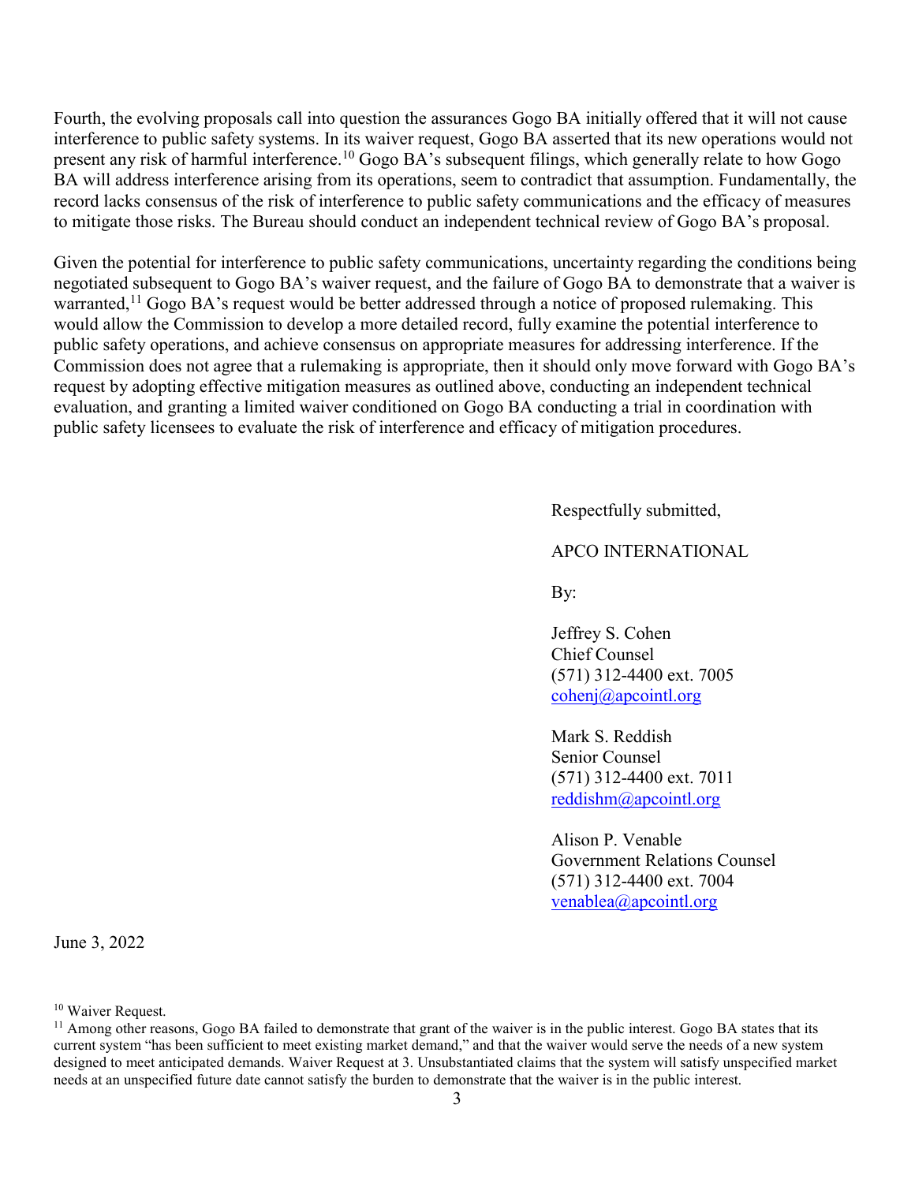Fourth, the evolving proposals call into question the assurances Gogo BA initially offered that it will not cause interference to public safety systems. In its waiver request, Gogo BA asserted that its new operations would not present any risk of harmful interference.[10] Gogo BA's subsequent filings, which generally relate to how Gogo BA will address interference arising from its operations, seem to contradict that assumption. Fundamentally, the record lacks consensus of the risk of interference to public safety communications and the efficacy of measures to mitigate those risks. The Bureau should conduct an independent technical review of Gogo BA's proposal.

Given the potential for interference to public safety communications, uncertainty regarding the conditions being negotiated subsequent to Gogo BA's waiver request, and the failure of Gogo BA to demonstrate that a waiver is warranted,[11] Gogo BA's request would be better addressed through a notice of proposed rulemaking. This would allow the Commission to develop a more detailed record, fully examine the potential interference to public safety operations, and achieve consensus on appropriate measures for addressing interference. If the Commission does not agree that a rulemaking is appropriate, then it should only move forward with Gogo BA's request by adopting effective mitigation measures as outlined above, conducting an independent technical evaluation, and granting a limited waiver conditioned on Gogo BA conducting a trial in coordination with public safety licensees to evaluate the risk of interference and efficacy of mitigation procedures.

Respectfully submitted,

APCO INTERNATIONAL

By:

Jeffrey S. Cohen
Chief Counsel
(571) 312-4400 ext. 7005
cohenj@apcointl.org

Mark S. Reddish
Senior Counsel
(571) 312-4400 ext. 7011
reddishm@apcointl.org

Alison P. Venable
Government Relations Counsel
(571) 312-4400 ext. 7004
venablea@apcointl.org

June 3, 2022

[10] Waiver Request.

[11] Among other reasons, Gogo BA failed to demonstrate that grant of the waiver is in the public interest. Gogo BA states that its current system "has been sufficient to meet existing market demand," and that the waiver would serve the needs of a new system designed to meet anticipated demands. Waiver Request at 3. Unsubstantiated claims that the system will satisfy unspecified market needs at an unspecified future date cannot satisfy the burden to demonstrate that the waiver is in the public interest.